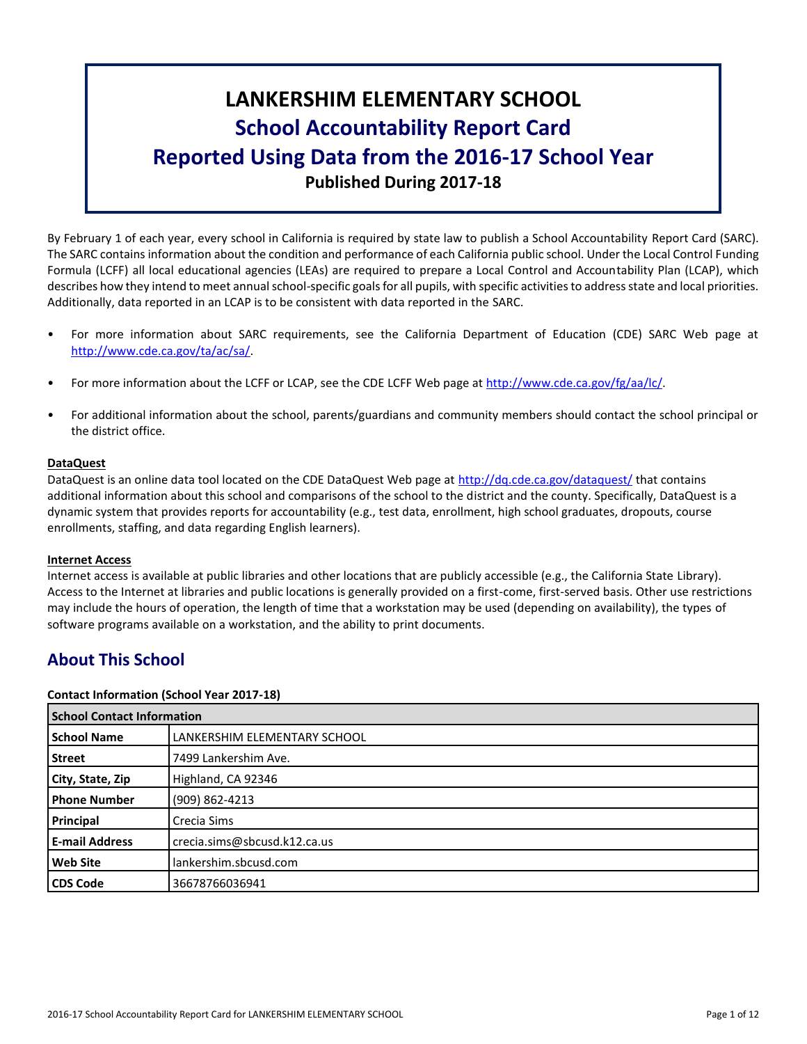# LANKERSHIM ELEMENTARY SCHOOL

## School Accountability Report Card

## Reported Using Data from the 2016-17 School Year

**Published During 2017-18**

By February 1 of each year, every school in California is required by state law to publish a School Accountability Report Card (SARC). The SARC contains information about the condition and performance of each California public school. Under the Local Control Funding Formula (LCFF) all local educational agencies (LEAs) are required to prepare a Local Control and Accountability Plan (LCAP), which describes how they intend to meet annual school-specific goals for all pupils, with specific activities to address state and local priorities. Additionally, data reported in an LCAP is to be consistent with data reported in the SARC.

- For more information about SARC requirements, see the California Department of Education (CDE) SARC Web page at http://www.cde.ca.gov/ta/ac/sa/.
- For more information about the LCFF or LCAP, see the CDE LCFF Web page at http://www.cde.ca.gov/fg/aa/lc/.
- For additional information about the school, parents/guardians and community members should contact the school principal or the district office.

**DataQuest**

DataQuest is an online data tool located on the CDE DataQuest Web page at http://dq.cde.ca.gov/dataquest/ that contains additional information about this school and comparisons of the school to the district and the county. Specifically, DataQuest is a dynamic system that provides reports for accountability (e.g., test data, enrollment, high school graduates, dropouts, course enrollments, staffing, and data regarding English learners).

**Internet Access**

Internet access is available at public libraries and other locations that are publicly accessible (e.g., the California State Library). Access to the Internet at libraries and public locations is generally provided on a first-come, first-served basis. Other use restrictions may include the hours of operation, the length of time that a workstation may be used (depending on availability), the types of software programs available on a workstation, and the ability to print documents.

## About This School

**Contact Information (School Year 2017-18)**

| School Contact Information | |
|---|---|
| **School Name** | LANKERSHIM ELEMENTARY SCHOOL |
| **Street** | 7499 Lankershim Ave. |
| **City, State, Zip** | Highland, CA 92346 |
| **Phone Number** | (909) 862-4213 |
| **Principal** | Crecia Sims |
| **E-mail Address** | crecia.sims@sbcusd.k12.ca.us |
| **Web Site** | lankershim.sbcusd.com |
| **CDS Code** | 36678766036941 |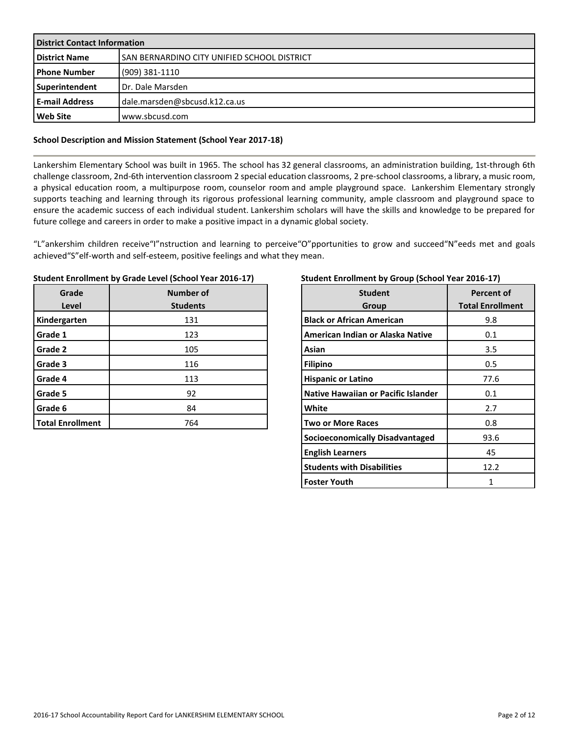| District Contact Information | |
|---|---|
| **District Name** | SAN BERNARDINO CITY UNIFIED SCHOOL DISTRICT |
| **Phone Number** | (909) 381-1110 |
| **Superintendent** | Dr. Dale Marsden |
| **E-mail Address** | dale.marsden@sbcusd.k12.ca.us |
| **Web Site** | www.sbcusd.com |

### School Description and Mission Statement (School Year 2017-18)

Lankershim Elementary School was built in 1965. The school has 32 general classrooms, an administration building, 1st-through 6th challenge classroom, 2nd-6th intervention classroom 2 special education classrooms, 2 pre-school classrooms, a library, a music room, a physical education room, a multipurpose room, counselor room and ample playground space. Lankershim Elementary strongly supports teaching and learning through its rigorous professional learning community, ample classroom and playground space to ensure the academic success of each individual student. Lankershim scholars will have the skills and knowledge to be prepared for future college and careers in order to make a positive impact in a dynamic global society.

"L"ankershim children receive"I"nstruction and learning to perceive"O"pportunities to grow and succeed"N"eeds met and goals achieved"S"elf-worth and self-esteem, positive feelings and what they mean.

**Student Enrollment by Grade Level (School Year 2016-17)**

| Grade Level | Number of Students |
|---|---|
| **Kindergarten** | 131 |
| **Grade 1** | 123 |
| **Grade 2** | 105 |
| **Grade 3** | 116 |
| **Grade 4** | 113 |
| **Grade 5** | 92 |
| **Grade 6** | 84 |
| **Total Enrollment** | 764 |

**Student Enrollment by Group (School Year 2016-17)**

| Student Group | Percent of Total Enrollment |
|---|---|
| **Black or African American** | 9.8 |
| **American Indian or Alaska Native** | 0.1 |
| **Asian** | 3.5 |
| **Filipino** | 0.5 |
| **Hispanic or Latino** | 77.6 |
| **Native Hawaiian or Pacific Islander** | 0.1 |
| **White** | 2.7 |
| **Two or More Races** | 0.8 |
| **Socioeconomically Disadvantaged** | 93.6 |
| **English Learners** | 45 |
| **Students with Disabilities** | 12.2 |
| **Foster Youth** | 1 |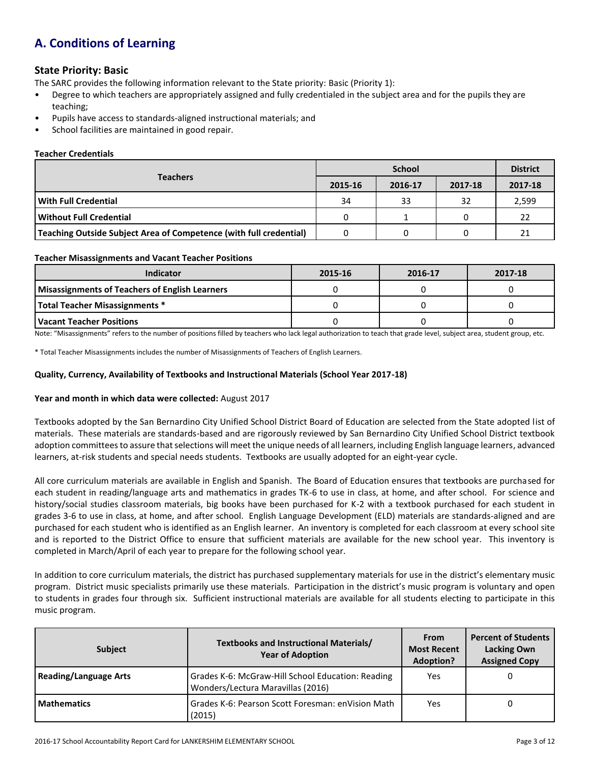## A. Conditions of Learning

### State Priority: Basic

The SARC provides the following information relevant to the State priority: Basic (Priority 1):

- Degree to which teachers are appropriately assigned and fully credentialed in the subject area and for the pupils they are teaching;
- Pupils have access to standards-aligned instructional materials; and
- School facilities are maintained in good repair.

**Teacher Credentials**

| Teachers | School | | | District |
|---|---|---|---|---|
| | 2015-16 | 2016-17 | 2017-18 | 2017-18 |
| **With Full Credential** | 34 | 33 | 32 | 2,599 |
| **Without Full Credential** | 0 | 1 | 0 | 22 |
| **Teaching Outside Subject Area of Competence (with full credential)** | 0 | 0 | 0 | 21 |

**Teacher Misassignments and Vacant Teacher Positions**

| Indicator | 2015-16 | 2016-17 | 2017-18 |
|---|---|---|---|
| **Misassignments of Teachers of English Learners** | 0 | 0 | 0 |
| **Total Teacher Misassignments *** | 0 | 0 | 0 |
| **Vacant Teacher Positions** | 0 | 0 | 0 |

Note: "Misassignments" refers to the number of positions filled by teachers who lack legal authorization to teach that grade level, subject area, student group, etc.

* Total Teacher Misassignments includes the number of Misassignments of Teachers of English Learners.

**Quality, Currency, Availability of Textbooks and Instructional Materials (School Year 2017-18)**

**Year and month in which data were collected:** August 2017

Textbooks adopted by the San Bernardino City Unified School District Board of Education are selected from the State adopted list of materials. These materials are standards-based and are rigorously reviewed by San Bernardino City Unified School District textbook adoption committees to assure that selections will meet the unique needs of all learners, including English language learners, advanced learners, at-risk students and special needs students. Textbooks are usually adopted for an eight-year cycle.

All core curriculum materials are available in English and Spanish. The Board of Education ensures that textbooks are purchased for each student in reading/language arts and mathematics in grades TK-6 to use in class, at home, and after school. For science and history/social studies classroom materials, big books have been purchased for K-2 with a textbook purchased for each student in grades 3-6 to use in class, at home, and after school. English Language Development (ELD) materials are standards-aligned and are purchased for each student who is identified as an English learner. An inventory is completed for each classroom at every school site and is reported to the District Office to ensure that sufficient materials are available for the new school year. This inventory is completed in March/April of each year to prepare for the following school year.

In addition to core curriculum materials, the district has purchased supplementary materials for use in the district's elementary music program. District music specialists primarily use these materials. Participation in the district's music program is voluntary and open to students in grades four through six. Sufficient instructional materials are available for all students electing to participate in this music program.

| Subject | Textbooks and Instructional Materials/ Year of Adoption | From Most Recent Adoption? | Percent of Students Lacking Own Assigned Copy |
|---|---|---|---|
| **Reading/Language Arts** | Grades K-6: McGraw-Hill School Education: Reading Wonders/Lectura Maravillas (2016) | Yes | 0 |
| **Mathematics** | Grades K-6: Pearson Scott Foresman: enVision Math (2015) | Yes | 0 |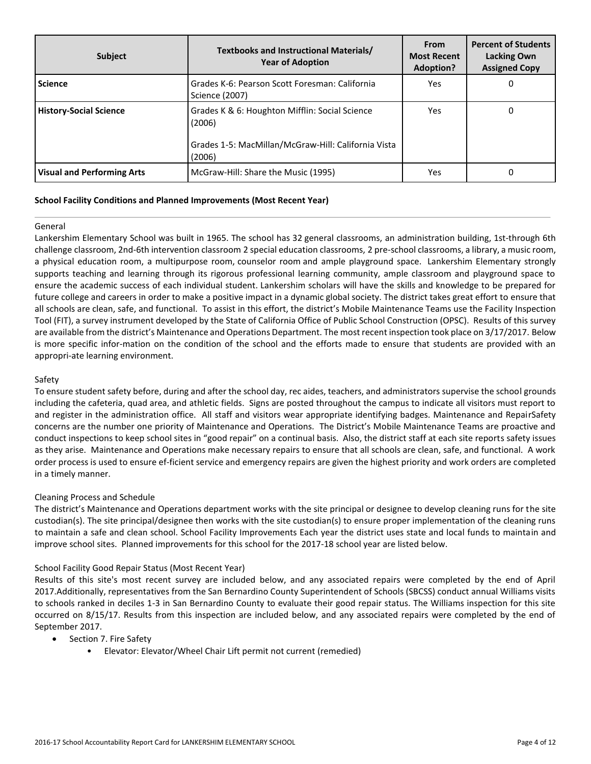| Subject | Textbooks and Instructional Materials/ Year of Adoption | From Most Recent Adoption? | Percent of Students Lacking Own Assigned Copy |
|---|---|---|---|
| **Science** | Grades K-6: Pearson Scott Foresman: California Science (2007) | Yes | 0 |
| **History-Social Science** | Grades K & 6: Houghton Mifflin: Social Science (2006)<br><br>Grades 1-5: MacMillan/McGraw-Hill: California Vista (2006) | Yes | 0 |
| **Visual and Performing Arts** | McGraw-Hill: Share the Music (1995) | Yes | 0 |

**School Facility Conditions and Planned Improvements (Most Recent Year)**

General

Lankershim Elementary School was built in 1965. The school has 32 general classrooms, an administration building, 1st-through 6th challenge classroom, 2nd-6th intervention classroom 2 special education classrooms, 2 pre-school classrooms, a library, a music room, a physical education room, a multipurpose room, counselor room and ample playground space. Lankershim Elementary strongly supports teaching and learning through its rigorous professional learning community, ample classroom and playground space to ensure the academic success of each individual student. Lankershim scholars will have the skills and knowledge to be prepared for future college and careers in order to make a positive impact in a dynamic global society. The district takes great effort to ensure that all schools are clean, safe, and functional. To assist in this effort, the district's Mobile Maintenance Teams use the Facility Inspection Tool (FIT), a survey instrument developed by the State of California Office of Public School Construction (OPSC). Results of this survey are available from the district's Maintenance and Operations Department. The most recent inspection took place on 3/17/2017. Below is more specific infor-mation on the condition of the school and the efforts made to ensure that students are provided with an appropri-ate learning environment.

Safety

To ensure student safety before, during and after the school day, rec aides, teachers, and administrators supervise the school grounds including the cafeteria, quad area, and athletic fields. Signs are posted throughout the campus to indicate all visitors must report to and register in the administration office. All staff and visitors wear appropriate identifying badges. Maintenance and RepairSafety concerns are the number one priority of Maintenance and Operations. The District's Mobile Maintenance Teams are proactive and conduct inspections to keep school sites in "good repair" on a continual basis. Also, the district staff at each site reports safety issues as they arise. Maintenance and Operations make necessary repairs to ensure that all schools are clean, safe, and functional. A work order process is used to ensure ef-ficient service and emergency repairs are given the highest priority and work orders are completed in a timely manner.

Cleaning Process and Schedule

The district's Maintenance and Operations department works with the site principal or designee to develop cleaning runs for the site custodian(s). The site principal/designee then works with the site custodian(s) to ensure proper implementation of the cleaning runs to maintain a safe and clean school. School Facility Improvements Each year the district uses state and local funds to maintain and improve school sites. Planned improvements for this school for the 2017-18 school year are listed below.

School Facility Good Repair Status (Most Recent Year)

Results of this site's most recent survey are included below, and any associated repairs were completed by the end of April 2017.Additionally, representatives from the San Bernardino County Superintendent of Schools (SBCSS) conduct annual Williams visits to schools ranked in deciles 1-3 in San Bernardino County to evaluate their good repair status. The Williams inspection for this site occurred on 8/15/17. Results from this inspection are included below, and any associated repairs were completed by the end of September 2017.

- Section 7. Fire Safety
    - Elevator: Elevator/Wheel Chair Lift permit not current (remedied)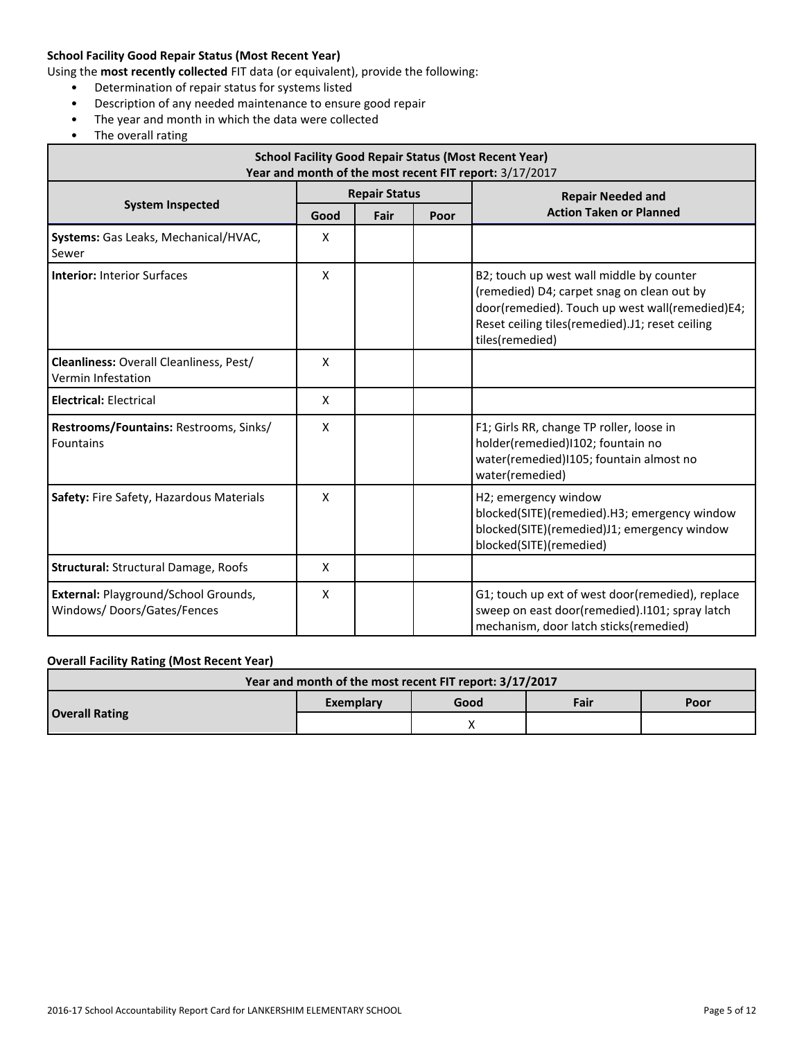**School Facility Good Repair Status (Most Recent Year)**

Using the **most recently collected** FIT data (or equivalent), provide the following:

- Determination of repair status for systems listed
- Description of any needed maintenance to ensure good repair
- The year and month in which the data were collected
- The overall rating

| **School Facility Good Repair Status (Most Recent Year)**<br>**Year and month of the most recent FIT report:** 3/17/2017 | | | | |
|---|---|---|---|---|
| **System Inspected** | **Repair Status** | | | **Repair Needed and Action Taken or Planned** |
| | **Good** | **Fair** | **Poor** | |
| **Systems:** Gas Leaks, Mechanical/HVAC, Sewer | X | | | |
| **Interior:** Interior Surfaces | X | | | B2; touch up west wall middle by counter (remedied) D4; carpet snag on clean out by door(remedied). Touch up west wall(remedied)E4; Reset ceiling tiles(remedied).J1; reset ceiling tiles(remedied) |
| **Cleanliness:** Overall Cleanliness, Pest/ Vermin Infestation | X | | | |
| **Electrical:** Electrical | X | | | |
| **Restrooms/Fountains:** Restrooms, Sinks/ Fountains | X | | | F1; Girls RR, change TP roller, loose in holder(remedied)I102; fountain no water(remedied)I105; fountain almost no water(remedied) |
| **Safety:** Fire Safety, Hazardous Materials | X | | | H2; emergency window blocked(SITE)(remedied).H3; emergency window blocked(SITE)(remedied)J1; emergency window blocked(SITE)(remedied) |
| **Structural:** Structural Damage, Roofs | X | | | |
| **External:** Playground/School Grounds, Windows/ Doors/Gates/Fences | X | | | G1; touch up ext of west door(remedied), replace sweep on east door(remedied).I101; spray latch mechanism, door latch sticks(remedied) |

**Overall Facility Rating (Most Recent Year)**

| **Year and month of the most recent FIT report: 3/17/2017** | | | | |
|---|---|---|---|---|
| **Overall Rating** | **Exemplary** | **Good** | **Fair** | **Poor** |
| | | X | | |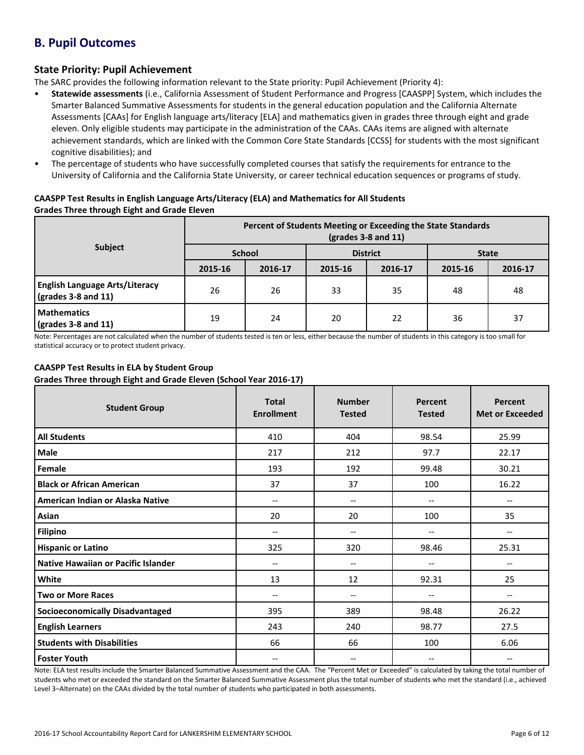## B. Pupil Outcomes

### State Priority: Pupil Achievement

The SARC provides the following information relevant to the State priority: Pupil Achievement (Priority 4):

- **Statewide assessments** (i.e., California Assessment of Student Performance and Progress [CAASPP] System, which includes the Smarter Balanced Summative Assessments for students in the general education population and the California Alternate Assessments [CAAs] for English language arts/literacy [ELA] and mathematics given in grades three through eight and grade eleven. Only eligible students may participate in the administration of the CAAs. CAAs items are aligned with alternate achievement standards, which are linked with the Common Core State Standards [CCSS] for students with the most significant cognitive disabilities); and
- The percentage of students who have successfully completed courses that satisfy the requirements for entrance to the University of California and the California State University, or career technical education sequences or programs of study.

**CAASPP Test Results in English Language Arts/Literacy (ELA) and Mathematics for All Students**
**Grades Three through Eight and Grade Eleven**

| Subject | Percent of Students Meeting or Exceeding the State Standards (grades 3-8 and 11) | | | | | |
|---|---|---|---|---|---|---|
| | School | | District | | State | |
| | 2015-16 | 2016-17 | 2015-16 | 2016-17 | 2015-16 | 2016-17 |
| **English Language Arts/Literacy (grades 3-8 and 11)** | 26 | 26 | 33 | 35 | 48 | 48 |
| **Mathematics (grades 3-8 and 11)** | 19 | 24 | 20 | 22 | 36 | 37 |

Note: Percentages are not calculated when the number of students tested is ten or less, either because the number of students in this category is too small for statistical accuracy or to protect student privacy.

**CAASPP Test Results in ELA by Student Group**
**Grades Three through Eight and Grade Eleven (School Year 2016-17)**

| Student Group | Total Enrollment | Number Tested | Percent Tested | Percent Met or Exceeded |
|---|---|---|---|---|
| **All Students** | 410 | 404 | 98.54 | 25.99 |
| **Male** | 217 | 212 | 97.7 | 22.17 |
| **Female** | 193 | 192 | 99.48 | 30.21 |
| **Black or African American** | 37 | 37 | 100 | 16.22 |
| **American Indian or Alaska Native** | -- | -- | -- | -- |
| **Asian** | 20 | 20 | 100 | 35 |
| **Filipino** | -- | -- | -- | -- |
| **Hispanic or Latino** | 325 | 320 | 98.46 | 25.31 |
| **Native Hawaiian or Pacific Islander** | -- | -- | -- | -- |
| **White** | 13 | 12 | 92.31 | 25 |
| **Two or More Races** | -- | -- | -- | -- |
| **Socioeconomically Disadvantaged** | 395 | 389 | 98.48 | 26.22 |
| **English Learners** | 243 | 240 | 98.77 | 27.5 |
| **Students with Disabilities** | 66 | 66 | 100 | 6.06 |
| **Foster Youth** | -- | -- | -- | -- |

Note: ELA test results include the Smarter Balanced Summative Assessment and the CAA. The "Percent Met or Exceeded" is calculated by taking the total number of students who met or exceeded the standard on the Smarter Balanced Summative Assessment plus the total number of students who met the standard (i.e., achieved Level 3–Alternate) on the CAAs divided by the total number of students who participated in both assessments.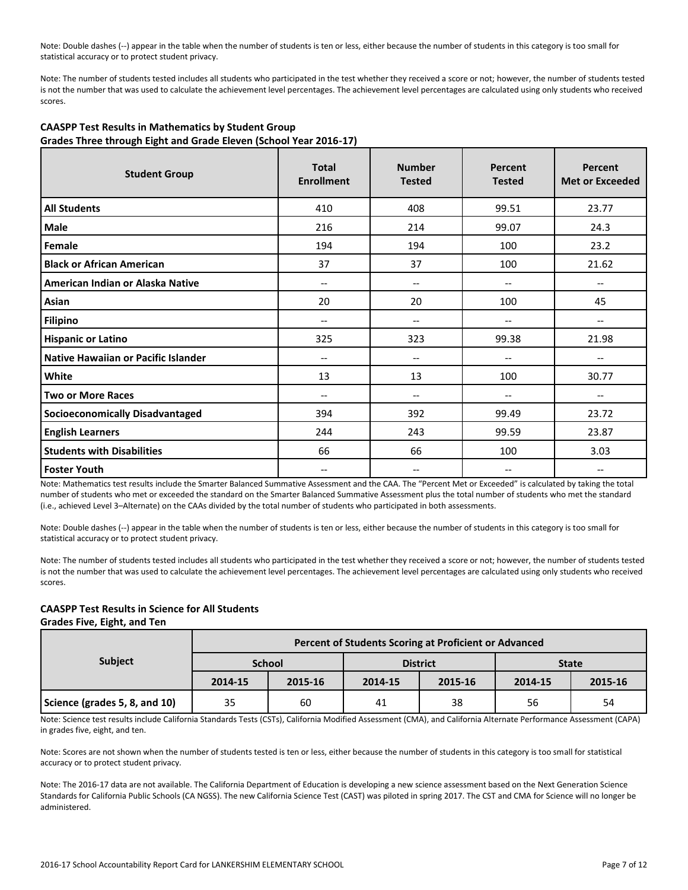Note: Double dashes (--) appear in the table when the number of students is ten or less, either because the number of students in this category is too small for statistical accuracy or to protect student privacy.

Note: The number of students tested includes all students who participated in the test whether they received a score or not; however, the number of students tested is not the number that was used to calculate the achievement level percentages. The achievement level percentages are calculated using only students who received scores.

**CAASPP Test Results in Mathematics by Student Group**
**Grades Three through Eight and Grade Eleven (School Year 2016-17)**

| Student Group | Total Enrollment | Number Tested | Percent Tested | Percent Met or Exceeded |
|---|---|---|---|---|
| All Students | 410 | 408 | 99.51 | 23.77 |
| Male | 216 | 214 | 99.07 | 24.3 |
| Female | 194 | 194 | 100 | 23.2 |
| Black or African American | 37 | 37 | 100 | 21.62 |
| American Indian or Alaska Native | -- | -- | -- | -- |
| Asian | 20 | 20 | 100 | 45 |
| Filipino | -- | -- | -- | -- |
| Hispanic or Latino | 325 | 323 | 99.38 | 21.98 |
| Native Hawaiian or Pacific Islander | -- | -- | -- | -- |
| White | 13 | 13 | 100 | 30.77 |
| Two or More Races | -- | -- | -- | -- |
| Socioeconomically Disadvantaged | 394 | 392 | 99.49 | 23.72 |
| English Learners | 244 | 243 | 99.59 | 23.87 |
| Students with Disabilities | 66 | 66 | 100 | 3.03 |
| Foster Youth | -- | -- | -- | -- |

Note: Mathematics test results include the Smarter Balanced Summative Assessment and the CAA. The "Percent Met or Exceeded" is calculated by taking the total number of students who met or exceeded the standard on the Smarter Balanced Summative Assessment plus the total number of students who met the standard (i.e., achieved Level 3–Alternate) on the CAAs divided by the total number of students who participated in both assessments.

Note: Double dashes (--) appear in the table when the number of students is ten or less, either because the number of students in this category is too small for statistical accuracy or to protect student privacy.

Note: The number of students tested includes all students who participated in the test whether they received a score or not; however, the number of students tested is not the number that was used to calculate the achievement level percentages. The achievement level percentages are calculated using only students who received scores.

**CAASPP Test Results in Science for All Students**
**Grades Five, Eight, and Ten**

| Subject | Percent of Students Scoring at Proficient or Advanced | | | | | |
|---|---|---|---|---|---|---|
| | School | | District | | State | |
| | 2014-15 | 2015-16 | 2014-15 | 2015-16 | 2014-15 | 2015-16 |
| Science (grades 5, 8, and 10) | 35 | 60 | 41 | 38 | 56 | 54 |

Note: Science test results include California Standards Tests (CSTs), California Modified Assessment (CMA), and California Alternate Performance Assessment (CAPA) in grades five, eight, and ten.

Note: Scores are not shown when the number of students tested is ten or less, either because the number of students in this category is too small for statistical accuracy or to protect student privacy.

Note: The 2016-17 data are not available. The California Department of Education is developing a new science assessment based on the Next Generation Science Standards for California Public Schools (CA NGSS). The new California Science Test (CAST) was piloted in spring 2017. The CST and CMA for Science will no longer be administered.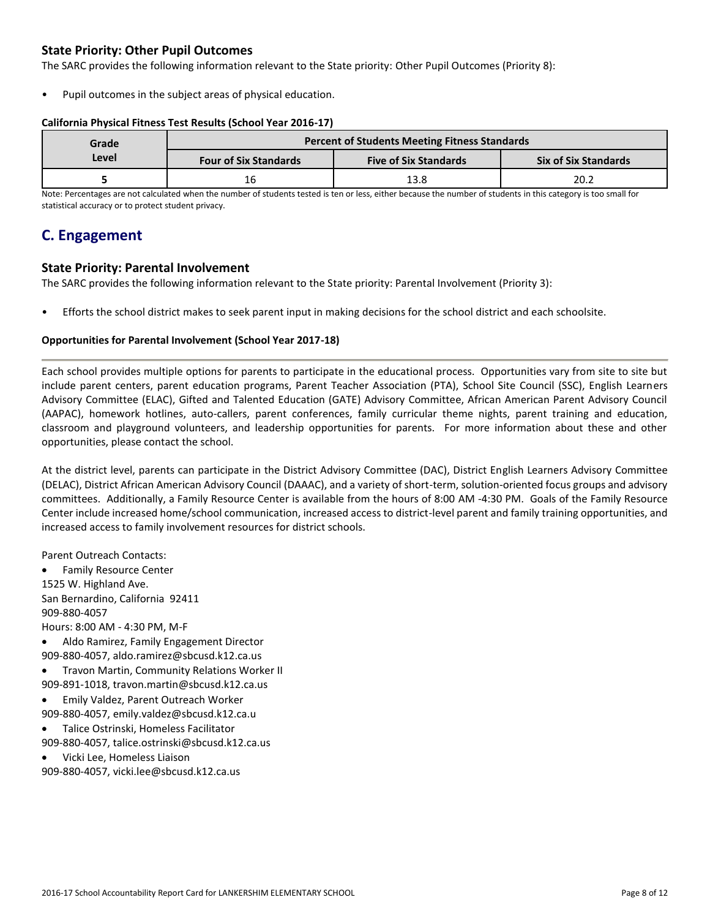### State Priority: Other Pupil Outcomes

The SARC provides the following information relevant to the State priority: Other Pupil Outcomes (Priority 8):

- Pupil outcomes in the subject areas of physical education.

**California Physical Fitness Test Results (School Year 2016-17)**

| Grade Level | Percent of Students Meeting Fitness Standards | | |
|---|---|---|---|
| | Four of Six Standards | Five of Six Standards | Six of Six Standards |
| 5 | 16 | 13.8 | 20.2 |

Note: Percentages are not calculated when the number of students tested is ten or less, either because the number of students in this category is too small for statistical accuracy or to protect student privacy.

## C. Engagement

### State Priority: Parental Involvement

The SARC provides the following information relevant to the State priority: Parental Involvement (Priority 3):

- Efforts the school district makes to seek parent input in making decisions for the school district and each schoolsite.

**Opportunities for Parental Involvement (School Year 2017-18)**

Each school provides multiple options for parents to participate in the educational process. Opportunities vary from site to site but include parent centers, parent education programs, Parent Teacher Association (PTA), School Site Council (SSC), English Learners Advisory Committee (ELAC), Gifted and Talented Education (GATE) Advisory Committee, African American Parent Advisory Council (AAPAC), homework hotlines, auto-callers, parent conferences, family curricular theme nights, parent training and education, classroom and playground volunteers, and leadership opportunities for parents. For more information about these and other opportunities, please contact the school.

At the district level, parents can participate in the District Advisory Committee (DAC), District English Learners Advisory Committee (DELAC), District African American Advisory Council (DAAAC), and a variety of short-term, solution-oriented focus groups and advisory committees. Additionally, a Family Resource Center is available from the hours of 8:00 AM -4:30 PM. Goals of the Family Resource Center include increased home/school communication, increased access to district-level parent and family training opportunities, and increased access to family involvement resources for district schools.

Parent Outreach Contacts:

- Family Resource Center
1525 W. Highland Ave.
San Bernardino, California 92411
909-880-4057
Hours: 8:00 AM - 4:30 PM, M-F
- Aldo Ramirez, Family Engagement Director
909-880-4057, aldo.ramirez@sbcusd.k12.ca.us
- Travon Martin, Community Relations Worker II
909-891-1018, travon.martin@sbcusd.k12.ca.us
- Emily Valdez, Parent Outreach Worker
909-880-4057, emily.valdez@sbcusd.k12.ca.u
- Talice Ostrinski, Homeless Facilitator
909-880-4057, talice.ostrinski@sbcusd.k12.ca.us
- Vicki Lee, Homeless Liaison
909-880-4057, vicki.lee@sbcusd.k12.ca.us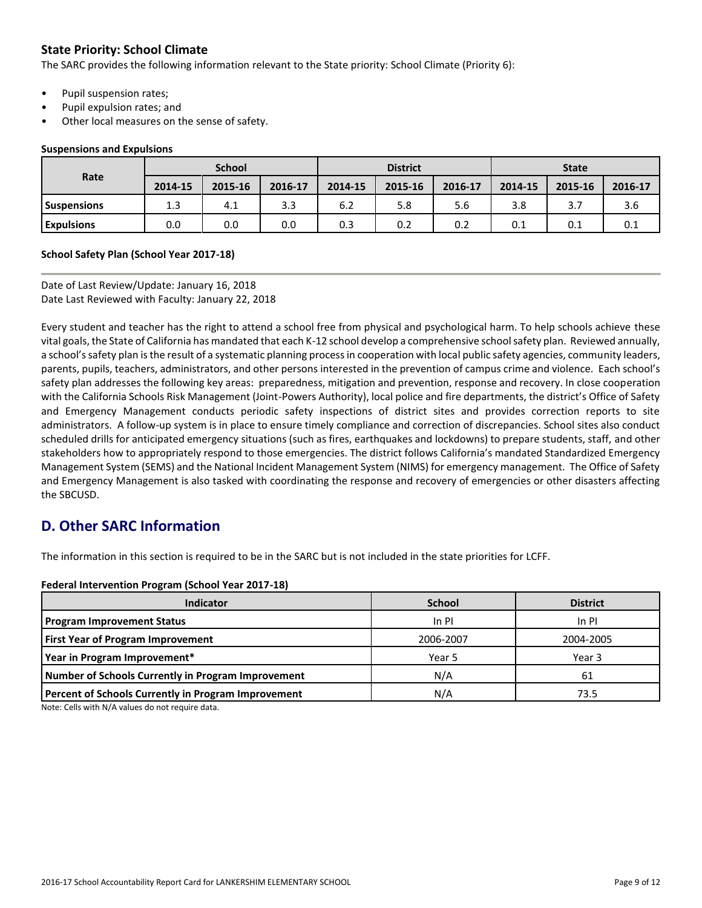## State Priority: School Climate

The SARC provides the following information relevant to the State priority: School Climate (Priority 6):

- Pupil suspension rates;
- Pupil expulsion rates; and
- Other local measures on the sense of safety.

**Suspensions and Expulsions**

| Rate | School | | | District | | | State | | |
|---|---|---|---|---|---|---|---|---|---|
| | 2014-15 | 2015-16 | 2016-17 | 2014-15 | 2015-16 | 2016-17 | 2014-15 | 2015-16 | 2016-17 |
| **Suspensions** | 1.3 | 4.1 | 3.3 | 6.2 | 5.8 | 5.6 | 3.8 | 3.7 | 3.6 |
| **Expulsions** | 0.0 | 0.0 | 0.0 | 0.3 | 0.2 | 0.2 | 0.1 | 0.1 | 0.1 |

**School Safety Plan (School Year 2017-18)**

Date of Last Review/Update: January 16, 2018
Date Last Reviewed with Faculty: January 22, 2018

Every student and teacher has the right to attend a school free from physical and psychological harm. To help schools achieve these vital goals, the State of California has mandated that each K-12 school develop a comprehensive school safety plan. Reviewed annually, a school's safety plan is the result of a systematic planning process in cooperation with local public safety agencies, community leaders, parents, pupils, teachers, administrators, and other persons interested in the prevention of campus crime and violence. Each school's safety plan addresses the following key areas: preparedness, mitigation and prevention, response and recovery. In close cooperation with the California Schools Risk Management (Joint-Powers Authority), local police and fire departments, the district's Office of Safety and Emergency Management conducts periodic safety inspections of district sites and provides correction reports to site administrators. A follow-up system is in place to ensure timely compliance and correction of discrepancies. School sites also conduct scheduled drills for anticipated emergency situations (such as fires, earthquakes and lockdowns) to prepare students, staff, and other stakeholders how to appropriately respond to those emergencies. The district follows California's mandated Standardized Emergency Management System (SEMS) and the National Incident Management System (NIMS) for emergency management. The Office of Safety and Emergency Management is also tasked with coordinating the response and recovery of emergencies or other disasters affecting the SBCUSD.

## D. Other SARC Information

The information in this section is required to be in the SARC but is not included in the state priorities for LCFF.

**Federal Intervention Program (School Year 2017-18)**

| Indicator | School | District |
|---|---|---|
| **Program Improvement Status** | In PI | In PI |
| **First Year of Program Improvement** | 2006-2007 | 2004-2005 |
| **Year in Program Improvement*** | Year 5 | Year 3 |
| **Number of Schools Currently in Program Improvement** | N/A | 61 |
| **Percent of Schools Currently in Program Improvement** | N/A | 73.5 |

Note: Cells with N/A values do not require data.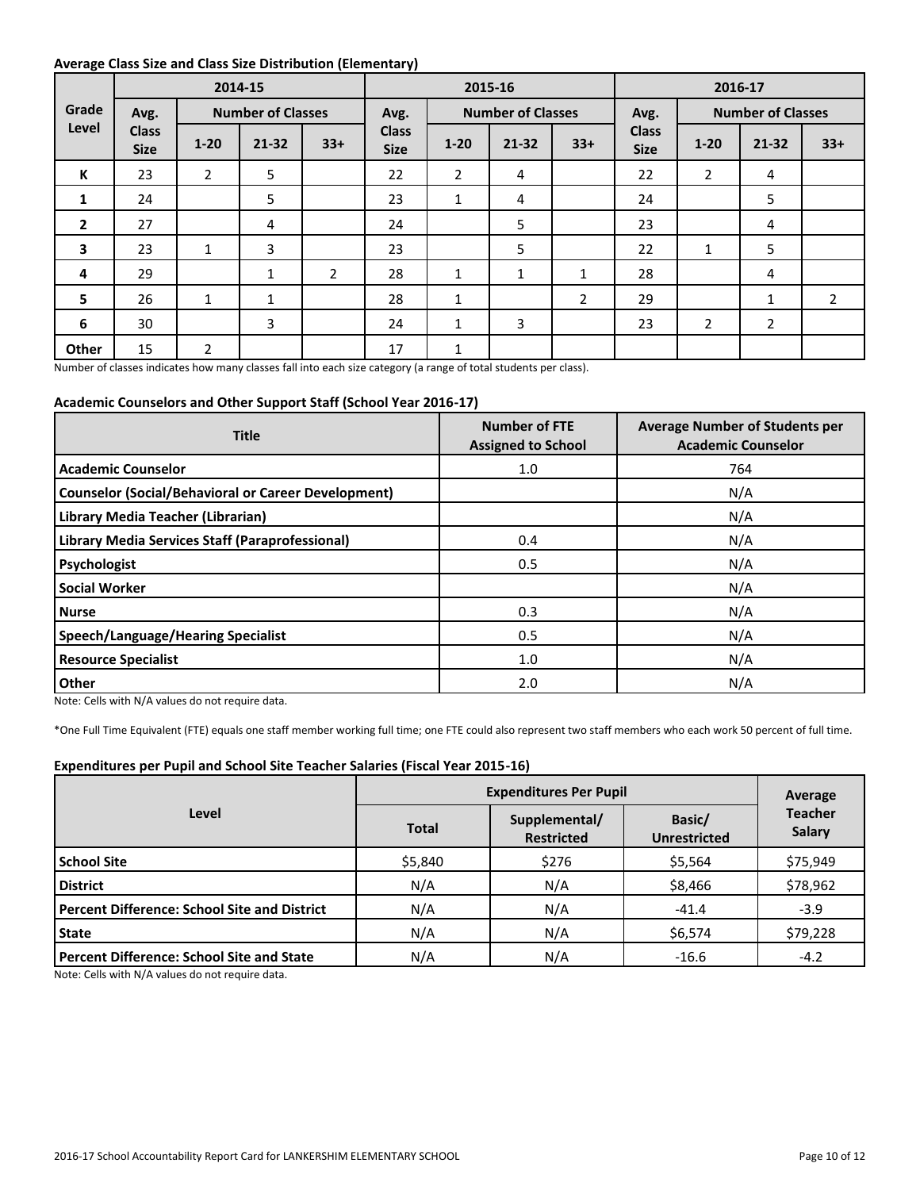**Average Class Size and Class Size Distribution (Elementary)**

| Grade Level | 2014-15 | | | | 2015-16 | | | | 2016-17 | | | |
|---|---|---|---|---|---|---|---|---|---|---|---|---|
| | Avg. Class Size | Number of Classes | | | Avg. Class Size | Number of Classes | | | Avg. Class Size | Number of Classes | | |
| | | 1-20 | 21-32 | 33+ | | 1-20 | 21-32 | 33+ | | 1-20 | 21-32 | 33+ |
| K | 23 | 2 | 5 | | 22 | 2 | 4 | | 22 | 2 | 4 | |
| 1 | 24 | | 5 | | 23 | 1 | 4 | | 24 | | 5 | |
| 2 | 27 | | 4 | | 24 | | 5 | | 23 | | 4 | |
| 3 | 23 | 1 | 3 | | 23 | | 5 | | 22 | 1 | 5 | |
| 4 | 29 | | 1 | 2 | 28 | 1 | 1 | 1 | 28 | | 4 | |
| 5 | 26 | 1 | 1 | | 28 | 1 | | 2 | 29 | | 1 | 2 |
| 6 | 30 | | 3 | | 24 | 1 | 3 | | 23 | 2 | 2 | |
| Other | 15 | 2 | | | 17 | 1 | | | | | | |

Number of classes indicates how many classes fall into each size category (a range of total students per class).

**Academic Counselors and Other Support Staff (School Year 2016-17)**

| Title | Number of FTE Assigned to School | Average Number of Students per Academic Counselor |
|---|---|---|
| **Academic Counselor** | 1.0 | 764 |
| **Counselor (Social/Behavioral or Career Development)** | | N/A |
| **Library Media Teacher (Librarian)** | | N/A |
| **Library Media Services Staff (Paraprofessional)** | 0.4 | N/A |
| **Psychologist** | 0.5 | N/A |
| **Social Worker** | | N/A |
| **Nurse** | 0.3 | N/A |
| **Speech/Language/Hearing Specialist** | 0.5 | N/A |
| **Resource Specialist** | 1.0 | N/A |
| **Other** | 2.0 | N/A |

Note: Cells with N/A values do not require data.

*One Full Time Equivalent (FTE) equals one staff member working full time; one FTE could also represent two staff members who each work 50 percent of full time.

**Expenditures per Pupil and School Site Teacher Salaries (Fiscal Year 2015-16)**

| Level | Expenditures Per Pupil | | | Average Teacher Salary |
|---|---|---|---|---|
| | Total | Supplemental/ Restricted | Basic/ Unrestricted | |
| **School Site** | $5,840 | $276 | $5,564 | $75,949 |
| **District** | N/A | N/A | $8,466 | $78,962 |
| **Percent Difference: School Site and District** | N/A | N/A | -41.4 | -3.9 |
| **State** | N/A | N/A | $6,574 | $79,228 |
| **Percent Difference: School Site and State** | N/A | N/A | -16.6 | -4.2 |

Note: Cells with N/A values do not require data.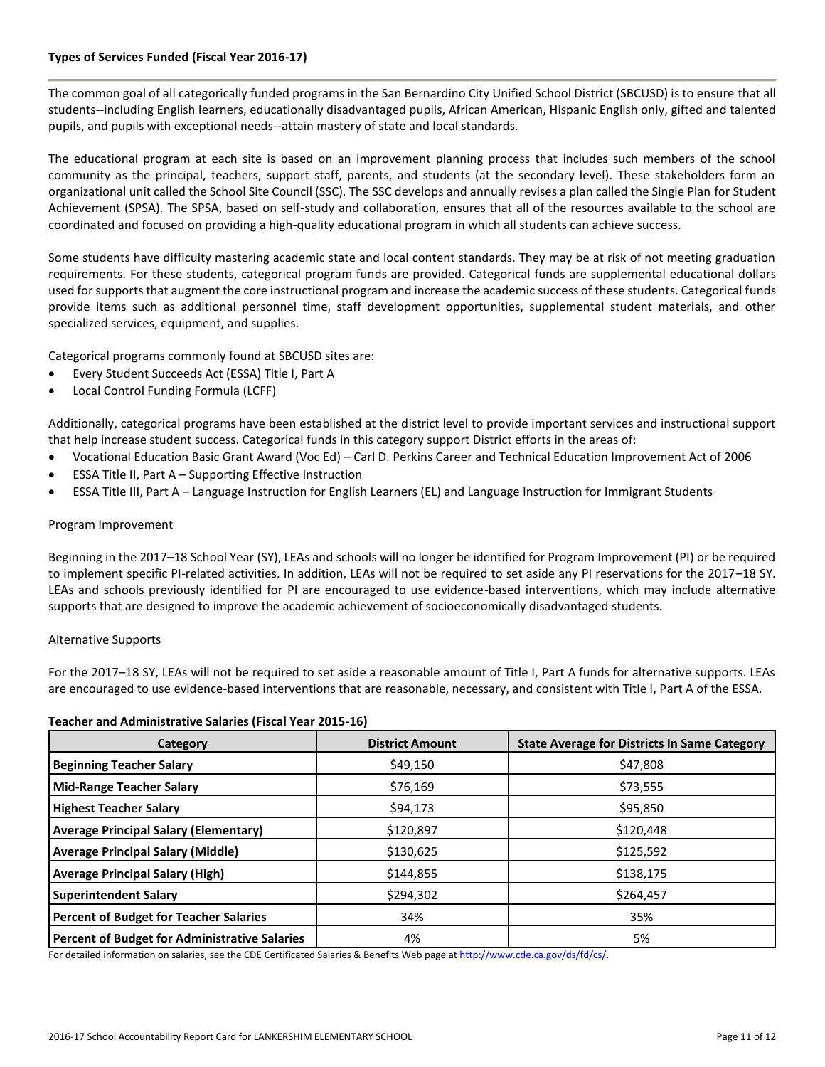**Types of Services Funded (Fiscal Year 2016-17)**

The common goal of all categorically funded programs in the San Bernardino City Unified School District (SBCUSD) is to ensure that all students--including English learners, educationally disadvantaged pupils, African American, Hispanic English only, gifted and talented pupils, and pupils with exceptional needs--attain mastery of state and local standards.

The educational program at each site is based on an improvement planning process that includes such members of the school community as the principal, teachers, support staff, parents, and students (at the secondary level). These stakeholders form an organizational unit called the School Site Council (SSC). The SSC develops and annually revises a plan called the Single Plan for Student Achievement (SPSA). The SPSA, based on self-study and collaboration, ensures that all of the resources available to the school are coordinated and focused on providing a high-quality educational program in which all students can achieve success.

Some students have difficulty mastering academic state and local content standards. They may be at risk of not meeting graduation requirements. For these students, categorical program funds are provided. Categorical funds are supplemental educational dollars used for supports that augment the core instructional program and increase the academic success of these students. Categorical funds provide items such as additional personnel time, staff development opportunities, supplemental student materials, and other specialized services, equipment, and supplies.

Categorical programs commonly found at SBCUSD sites are:

- Every Student Succeeds Act (ESSA) Title I, Part A
- Local Control Funding Formula (LCFF)

Additionally, categorical programs have been established at the district level to provide important services and instructional support that help increase student success. Categorical funds in this category support District efforts in the areas of:

- Vocational Education Basic Grant Award (Voc Ed) – Carl D. Perkins Career and Technical Education Improvement Act of 2006
- ESSA Title II, Part A – Supporting Effective Instruction
- ESSA Title III, Part A – Language Instruction for English Learners (EL) and Language Instruction for Immigrant Students

Program Improvement

Beginning in the 2017–18 School Year (SY), LEAs and schools will no longer be identified for Program Improvement (PI) or be required to implement specific PI-related activities. In addition, LEAs will not be required to set aside any PI reservations for the 2017–18 SY. LEAs and schools previously identified for PI are encouraged to use evidence-based interventions, which may include alternative supports that are designed to improve the academic achievement of socioeconomically disadvantaged students.

Alternative Supports

For the 2017–18 SY, LEAs will not be required to set aside a reasonable amount of Title I, Part A funds for alternative supports. LEAs are encouraged to use evidence-based interventions that are reasonable, necessary, and consistent with Title I, Part A of the ESSA.

**Teacher and Administrative Salaries (Fiscal Year 2015-16)**

| Category | District Amount | State Average for Districts In Same Category |
|---|---|---|
| **Beginning Teacher Salary** | $49,150 | $47,808 |
| **Mid-Range Teacher Salary** | $76,169 | $73,555 |
| **Highest Teacher Salary** | $94,173 | $95,850 |
| **Average Principal Salary (Elementary)** | $120,897 | $120,448 |
| **Average Principal Salary (Middle)** | $130,625 | $125,592 |
| **Average Principal Salary (High)** | $144,855 | $138,175 |
| **Superintendent Salary** | $294,302 | $264,457 |
| **Percent of Budget for Teacher Salaries** | 34% | 35% |
| **Percent of Budget for Administrative Salaries** | 4% | 5% |

For detailed information on salaries, see the CDE Certificated Salaries & Benefits Web page at http://www.cde.ca.gov/ds/fd/cs/.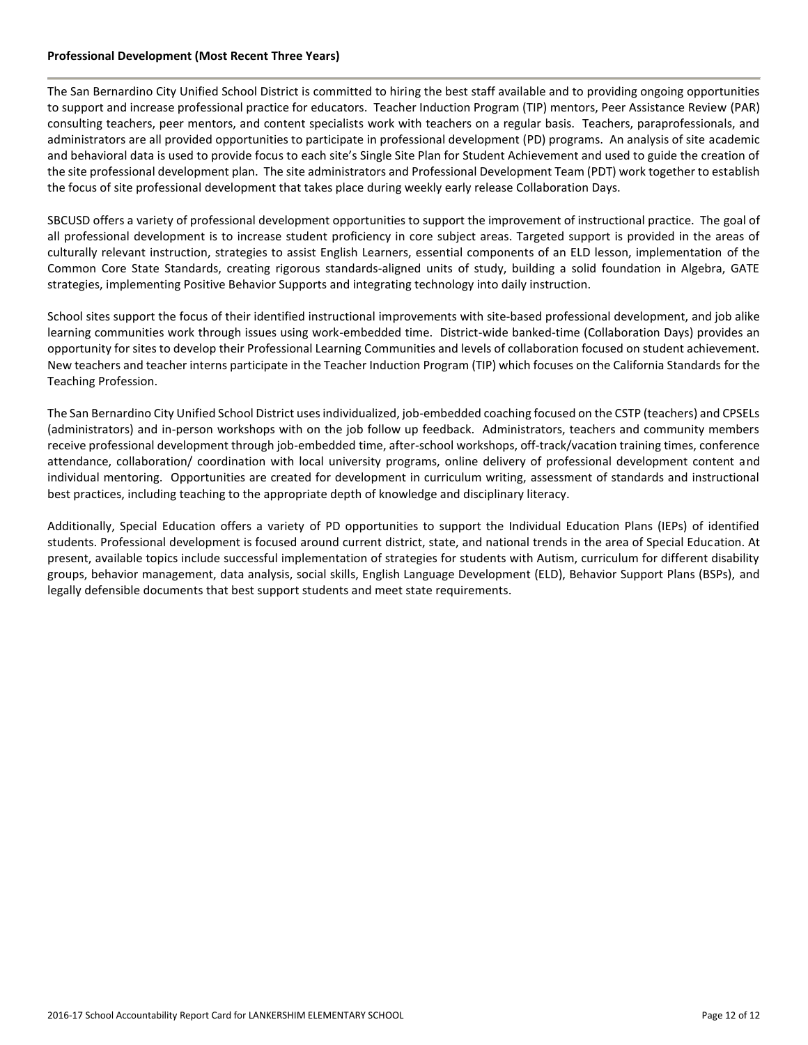**Professional Development (Most Recent Three Years)**

The San Bernardino City Unified School District is committed to hiring the best staff available and to providing ongoing opportunities to support and increase professional practice for educators. Teacher Induction Program (TIP) mentors, Peer Assistance Review (PAR) consulting teachers, peer mentors, and content specialists work with teachers on a regular basis. Teachers, paraprofessionals, and administrators are all provided opportunities to participate in professional development (PD) programs. An analysis of site academic and behavioral data is used to provide focus to each site's Single Site Plan for Student Achievement and used to guide the creation of the site professional development plan. The site administrators and Professional Development Team (PDT) work together to establish the focus of site professional development that takes place during weekly early release Collaboration Days.

SBCUSD offers a variety of professional development opportunities to support the improvement of instructional practice. The goal of all professional development is to increase student proficiency in core subject areas. Targeted support is provided in the areas of culturally relevant instruction, strategies to assist English Learners, essential components of an ELD lesson, implementation of the Common Core State Standards, creating rigorous standards-aligned units of study, building a solid foundation in Algebra, GATE strategies, implementing Positive Behavior Supports and integrating technology into daily instruction.

School sites support the focus of their identified instructional improvements with site-based professional development, and job alike learning communities work through issues using work-embedded time. District-wide banked-time (Collaboration Days) provides an opportunity for sites to develop their Professional Learning Communities and levels of collaboration focused on student achievement. New teachers and teacher interns participate in the Teacher Induction Program (TIP) which focuses on the California Standards for the Teaching Profession.

The San Bernardino City Unified School District uses individualized, job-embedded coaching focused on the CSTP (teachers) and CPSELs (administrators) and in-person workshops with on the job follow up feedback. Administrators, teachers and community members receive professional development through job-embedded time, after-school workshops, off-track/vacation training times, conference attendance, collaboration/ coordination with local university programs, online delivery of professional development content and individual mentoring. Opportunities are created for development in curriculum writing, assessment of standards and instructional best practices, including teaching to the appropriate depth of knowledge and disciplinary literacy.

Additionally, Special Education offers a variety of PD opportunities to support the Individual Education Plans (IEPs) of identified students. Professional development is focused around current district, state, and national trends in the area of Special Education. At present, available topics include successful implementation of strategies for students with Autism, curriculum for different disability groups, behavior management, data analysis, social skills, English Language Development (ELD), Behavior Support Plans (BSPs), and legally defensible documents that best support students and meet state requirements.